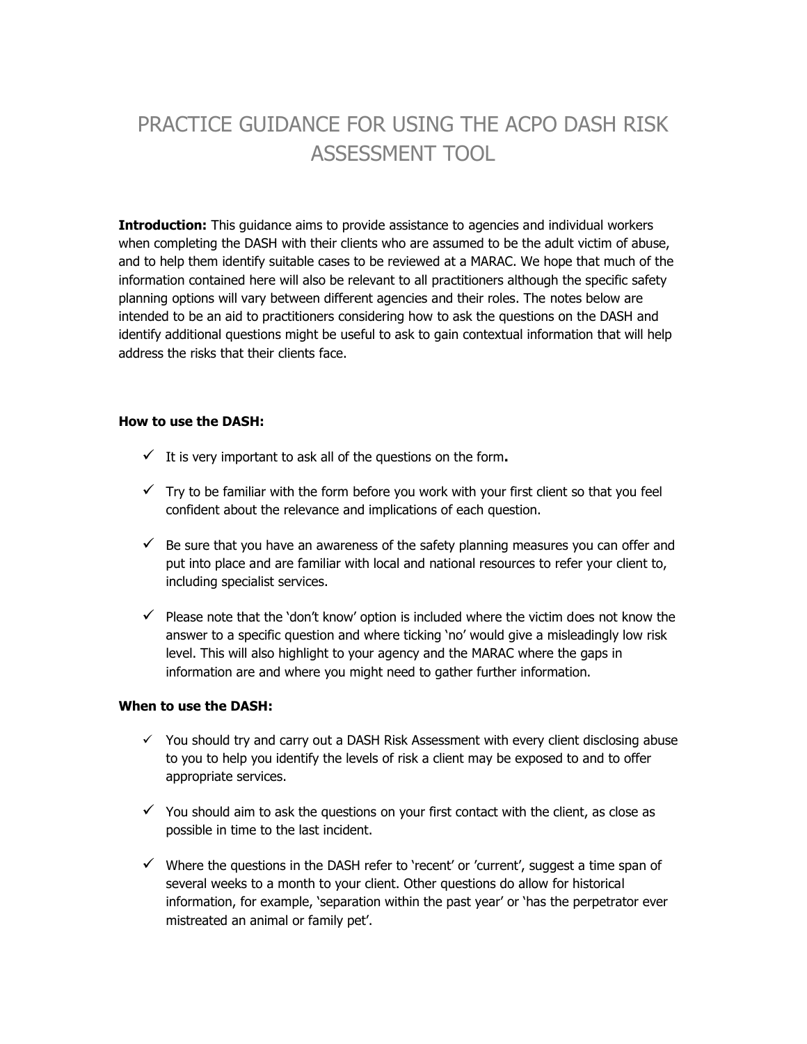# PRACTICE GUIDANCE FOR USING THE ACPO DASH RISK ASSESSMENT TOOL

**Introduction:** This guidance aims to provide assistance to agencies and individual workers when completing the DASH with their clients who are assumed to be the adult victim of abuse, and to help them identify suitable cases to be reviewed at a MARAC. We hope that much of the information contained here will also be relevant to all practitioners although the specific safety planning options will vary between different agencies and their roles. The notes below are intended to be an aid to practitioners considering how to ask the questions on the DASH and identify additional questions might be useful to ask to gain contextual information that will help address the risks that their clients face.

**How to use the DASH:**

- ✓ It is very important to ask all of the questions on the form**.**
- ✓ Try to be familiar with the form before you work with your first client so that you feel confident about the relevance and implications of each question.
- ✓ Be sure that you have an awareness of the safety planning measures you can offer and put into place and are familiar with local and national resources to refer your client to, including specialist services.
- ✓ Please note that the 'don't know' option is included where the victim does not know the answer to a specific question and where ticking 'no' would give a misleadingly low risk level. This will also highlight to your agency and the MARAC where the gaps in information are and where you might need to gather further information.

**When to use the DASH:**

- ✓ You should try and carry out a DASH Risk Assessment with every client disclosing abuse to you to help you identify the levels of risk a client may be exposed to and to offer appropriate services.
- ✓ You should aim to ask the questions on your first contact with the client, as close as possible in time to the last incident.
- ✓ Where the questions in the DASH refer to 'recent' or 'current', suggest a time span of several weeks to a month to your client. Other questions do allow for historical information, for example, 'separation within the past year' or 'has the perpetrator ever mistreated an animal or family pet'.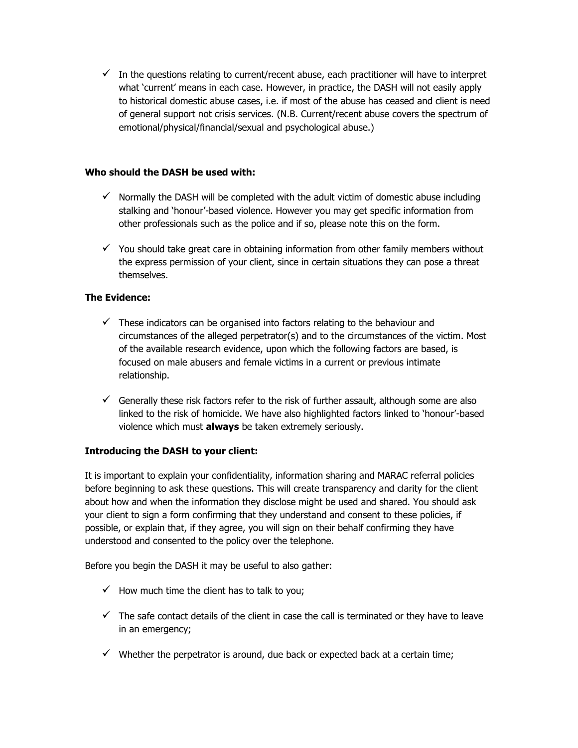- ✓ In the questions relating to current/recent abuse, each practitioner will have to interpret what 'current' means in each case. However, in practice, the DASH will not easily apply to historical domestic abuse cases, i.e. if most of the abuse has ceased and client is need of general support not crisis services. (N.B. Current/recent abuse covers the spectrum of emotional/physical/financial/sexual and psychological abuse.)

**Who should the DASH be used with:**

- ✓ Normally the DASH will be completed with the adult victim of domestic abuse including stalking and 'honour'-based violence. However you may get specific information from other professionals such as the police and if so, please note this on the form.
- ✓ You should take great care in obtaining information from other family members without the express permission of your client, since in certain situations they can pose a threat themselves.

**The Evidence:**

- ✓ These indicators can be organised into factors relating to the behaviour and circumstances of the alleged perpetrator(s) and to the circumstances of the victim. Most of the available research evidence, upon which the following factors are based, is focused on male abusers and female victims in a current or previous intimate relationship.
- ✓ Generally these risk factors refer to the risk of further assault, although some are also linked to the risk of homicide. We have also highlighted factors linked to 'honour'-based violence which must **always** be taken extremely seriously.

**Introducing the DASH to your client:**

It is important to explain your confidentiality, information sharing and MARAC referral policies before beginning to ask these questions. This will create transparency and clarity for the client about how and when the information they disclose might be used and shared. You should ask your client to sign a form confirming that they understand and consent to these policies, if possible, or explain that, if they agree, you will sign on their behalf confirming they have understood and consented to the policy over the telephone.

Before you begin the DASH it may be useful to also gather:

- ✓ How much time the client has to talk to you;
- ✓ The safe contact details of the client in case the call is terminated or they have to leave in an emergency;
- ✓ Whether the perpetrator is around, due back or expected back at a certain time;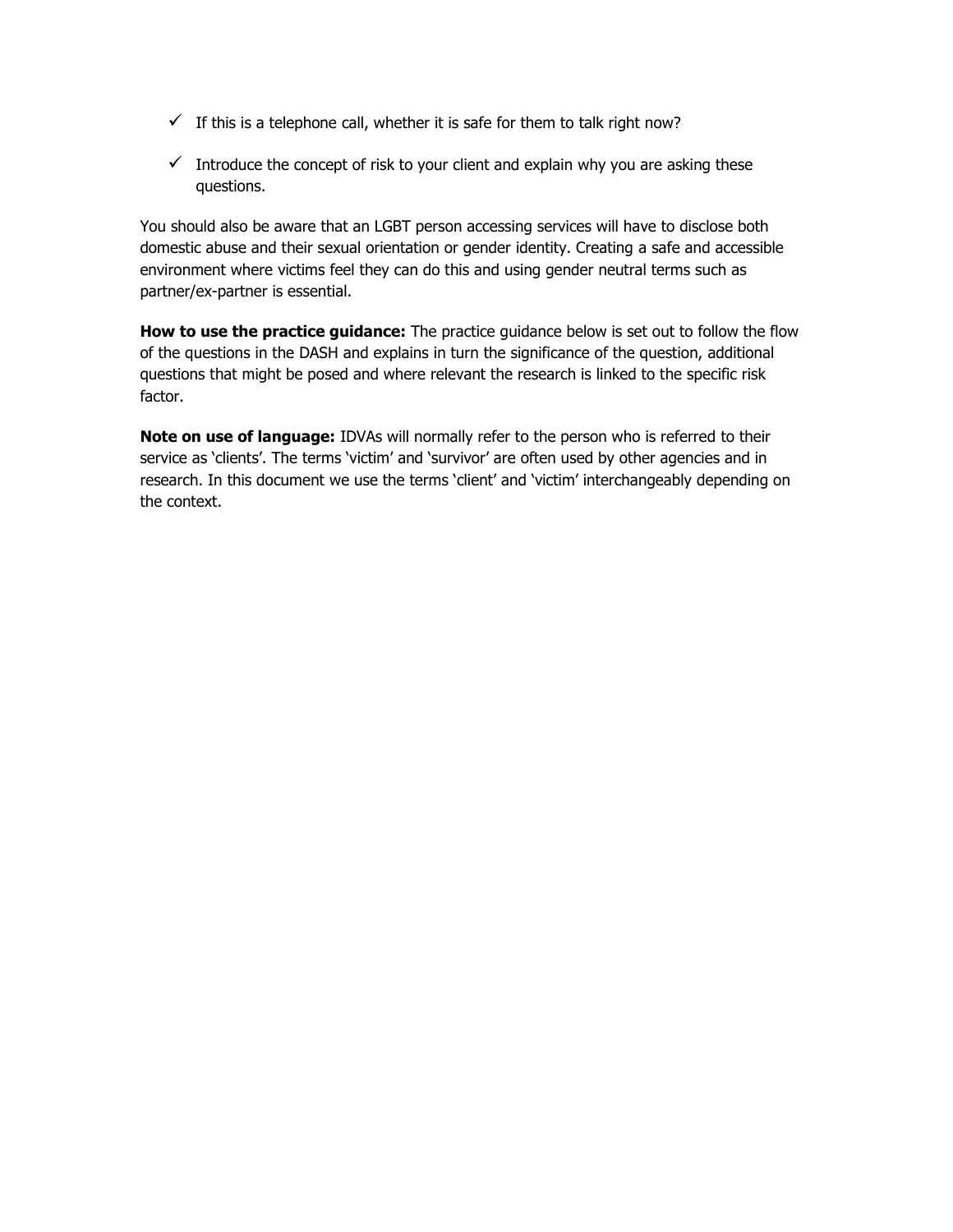- ✓ If this is a telephone call, whether it is safe for them to talk right now?

- ✓ Introduce the concept of risk to your client and explain why you are asking these questions.

You should also be aware that an LGBT person accessing services will have to disclose both domestic abuse and their sexual orientation or gender identity. Creating a safe and accessible environment where victims feel they can do this and using gender neutral terms such as partner/ex-partner is essential.

**How to use the practice guidance:** The practice guidance below is set out to follow the flow of the questions in the DASH and explains in turn the significance of the question, additional questions that might be posed and where relevant the research is linked to the specific risk factor.

**Note on use of language:** IDVAs will normally refer to the person who is referred to their service as 'clients'. The terms 'victim' and 'survivor' are often used by other agencies and in research. In this document we use the terms 'client' and 'victim' interchangeably depending on the context.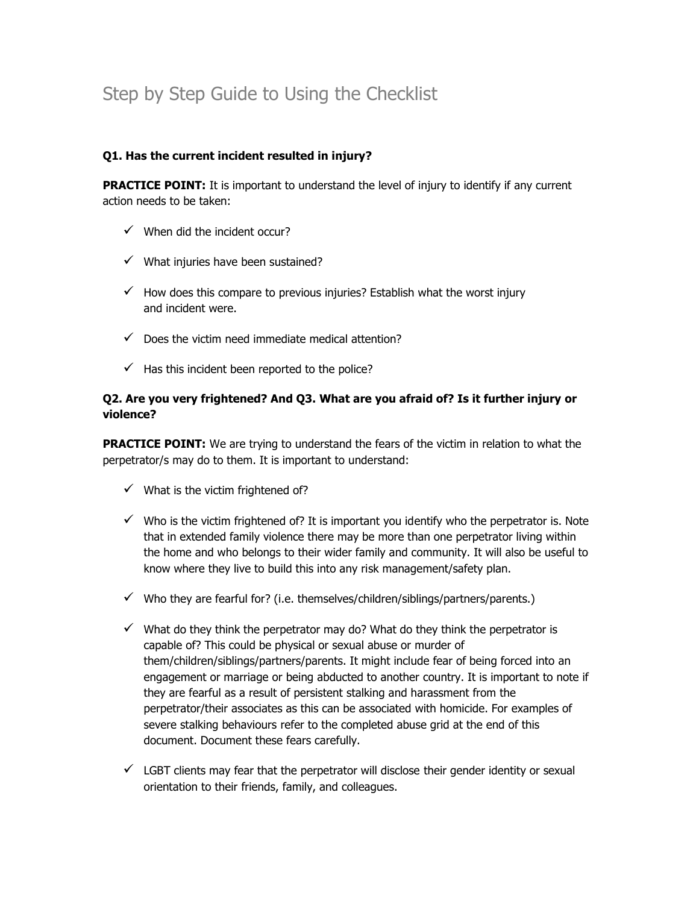# Step by Step Guide to Using the Checklist

**Q1. Has the current incident resulted in injury?**

**PRACTICE POINT:** It is important to understand the level of injury to identify if any current action needs to be taken:

- ✓ When did the incident occur?
- ✓ What injuries have been sustained?
- ✓ How does this compare to previous injuries? Establish what the worst injury and incident were.
- ✓ Does the victim need immediate medical attention?
- ✓ Has this incident been reported to the police?

**Q2. Are you very frightened? And Q3. What are you afraid of? Is it further injury or violence?**

**PRACTICE POINT:** We are trying to understand the fears of the victim in relation to what the perpetrator/s may do to them. It is important to understand:

- ✓ What is the victim frightened of?
- ✓ Who is the victim frightened of? It is important you identify who the perpetrator is. Note that in extended family violence there may be more than one perpetrator living within the home and who belongs to their wider family and community. It will also be useful to know where they live to build this into any risk management/safety plan.
- ✓ Who they are fearful for? (i.e. themselves/children/siblings/partners/parents.)
- ✓ What do they think the perpetrator may do? What do they think the perpetrator is capable of? This could be physical or sexual abuse or murder of them/children/siblings/partners/parents. It might include fear of being forced into an engagement or marriage or being abducted to another country. It is important to note if they are fearful as a result of persistent stalking and harassment from the perpetrator/their associates as this can be associated with homicide. For examples of severe stalking behaviours refer to the completed abuse grid at the end of this document. Document these fears carefully.
- ✓ LGBT clients may fear that the perpetrator will disclose their gender identity or sexual orientation to their friends, family, and colleagues.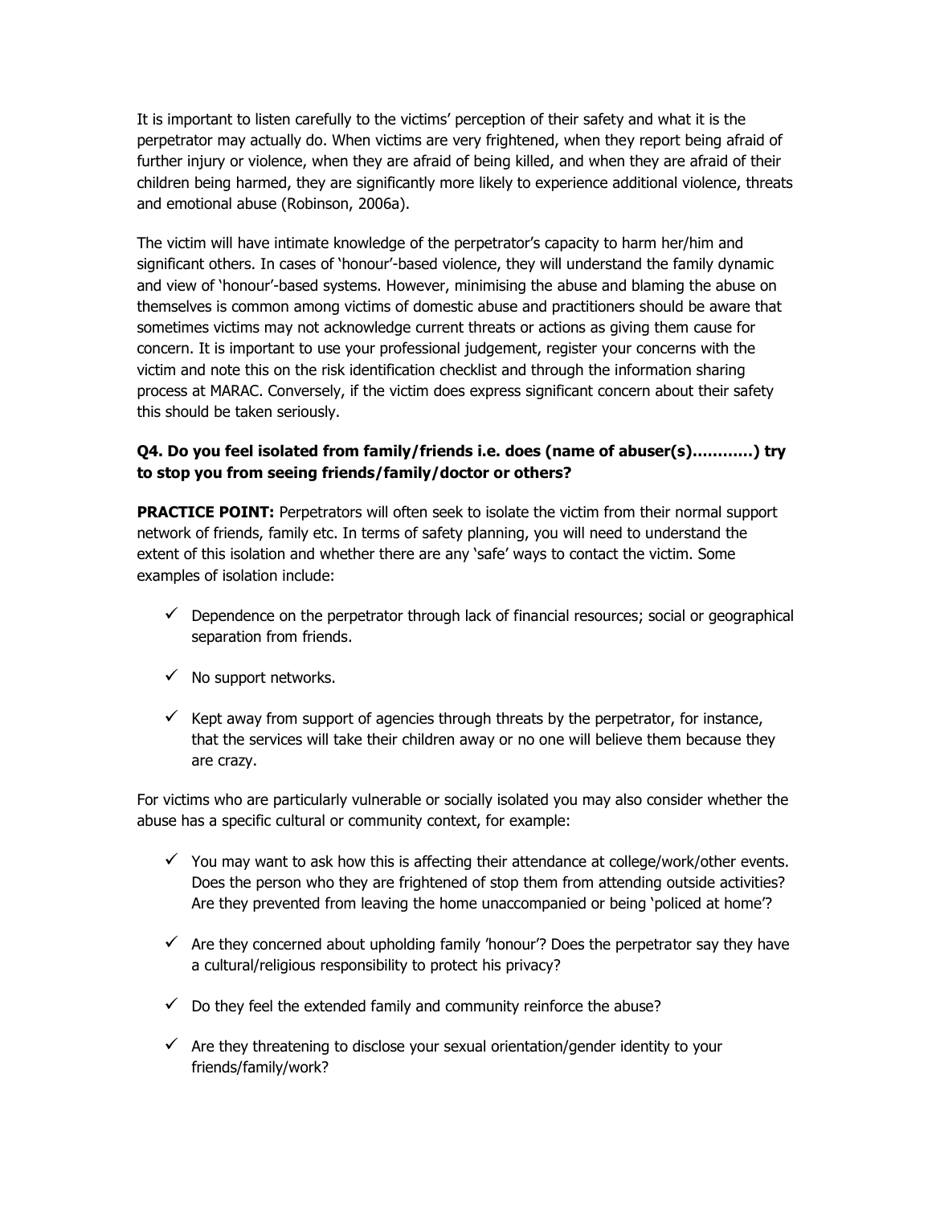It is important to listen carefully to the victims' perception of their safety and what it is the perpetrator may actually do. When victims are very frightened, when they report being afraid of further injury or violence, when they are afraid of being killed, and when they are afraid of their children being harmed, they are significantly more likely to experience additional violence, threats and emotional abuse (Robinson, 2006a).

The victim will have intimate knowledge of the perpetrator's capacity to harm her/him and significant others. In cases of 'honour'-based violence, they will understand the family dynamic and view of 'honour'-based systems. However, minimising the abuse and blaming the abuse on themselves is common among victims of domestic abuse and practitioners should be aware that sometimes victims may not acknowledge current threats or actions as giving them cause for concern. It is important to use your professional judgement, register your concerns with the victim and note this on the risk identification checklist and through the information sharing process at MARAC. Conversely, if the victim does express significant concern about their safety this should be taken seriously.

### Q4. Do you feel isolated from family/friends i.e. does (name of abuser(s)…………) try to stop you from seeing friends/family/doctor or others?

**PRACTICE POINT:** Perpetrators will often seek to isolate the victim from their normal support network of friends, family etc. In terms of safety planning, you will need to understand the extent of this isolation and whether there are any 'safe' ways to contact the victim. Some examples of isolation include:

- ✓ Dependence on the perpetrator through lack of financial resources; social or geographical separation from friends.
- ✓ No support networks.
- ✓ Kept away from support of agencies through threats by the perpetrator, for instance, that the services will take their children away or no one will believe them because they are crazy.

For victims who are particularly vulnerable or socially isolated you may also consider whether the abuse has a specific cultural or community context, for example:

- ✓ You may want to ask how this is affecting their attendance at college/work/other events. Does the person who they are frightened of stop them from attending outside activities? Are they prevented from leaving the home unaccompanied or being 'policed at home'?
- ✓ Are they concerned about upholding family 'honour'? Does the perpetrator say they have a cultural/religious responsibility to protect his privacy?
- ✓ Do they feel the extended family and community reinforce the abuse?
- ✓ Are they threatening to disclose your sexual orientation/gender identity to your friends/family/work?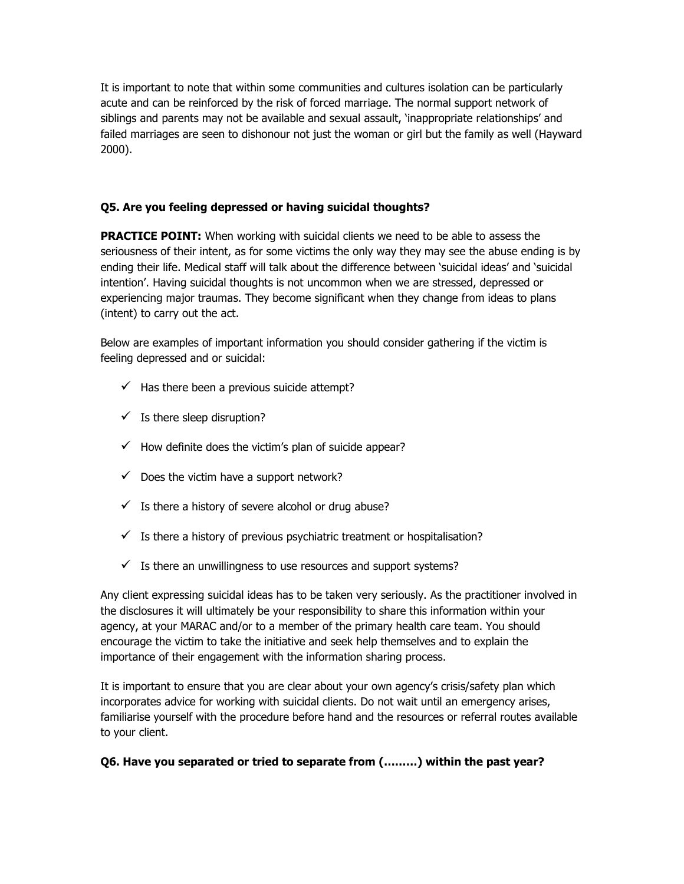It is important to note that within some communities and cultures isolation can be particularly acute and can be reinforced by the risk of forced marriage. The normal support network of siblings and parents may not be available and sexual assault, 'inappropriate relationships' and failed marriages are seen to dishonour not just the woman or girl but the family as well (Hayward 2000).

**Q5. Are you feeling depressed or having suicidal thoughts?**

**PRACTICE POINT:** When working with suicidal clients we need to be able to assess the seriousness of their intent, as for some victims the only way they may see the abuse ending is by ending their life. Medical staff will talk about the difference between 'suicidal ideas' and 'suicidal intention'. Having suicidal thoughts is not uncommon when we are stressed, depressed or experiencing major traumas. They become significant when they change from ideas to plans (intent) to carry out the act.

Below are examples of important information you should consider gathering if the victim is feeling depressed and or suicidal:

- ✓ Has there been a previous suicide attempt?
- ✓ Is there sleep disruption?
- ✓ How definite does the victim's plan of suicide appear?
- ✓ Does the victim have a support network?
- ✓ Is there a history of severe alcohol or drug abuse?
- ✓ Is there a history of previous psychiatric treatment or hospitalisation?
- ✓ Is there an unwillingness to use resources and support systems?

Any client expressing suicidal ideas has to be taken very seriously. As the practitioner involved in the disclosures it will ultimately be your responsibility to share this information within your agency, at your MARAC and/or to a member of the primary health care team. You should encourage the victim to take the initiative and seek help themselves and to explain the importance of their engagement with the information sharing process.

It is important to ensure that you are clear about your own agency's crisis/safety plan which incorporates advice for working with suicidal clients. Do not wait until an emergency arises, familiarise yourself with the procedure before hand and the resources or referral routes available to your client.

**Q6. Have you separated or tried to separate from (………) within the past year?**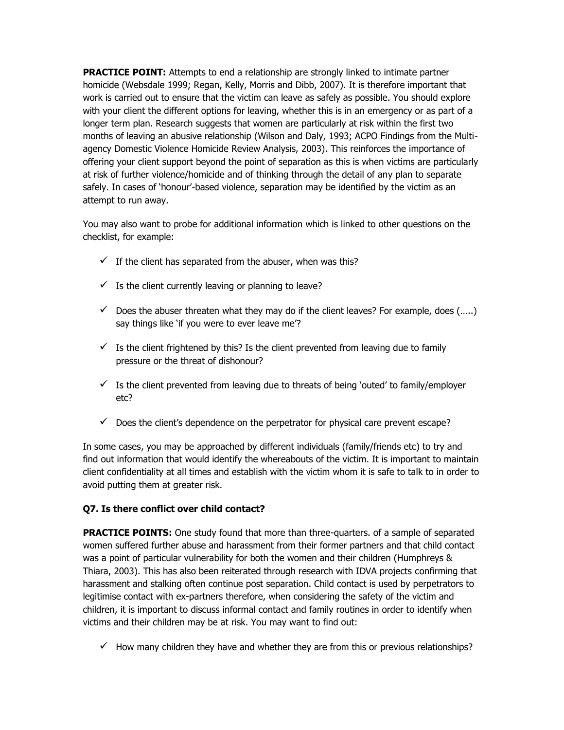**PRACTICE POINT:** Attempts to end a relationship are strongly linked to intimate partner homicide (Websdale 1999; Regan, Kelly, Morris and Dibb, 2007). It is therefore important that work is carried out to ensure that the victim can leave as safely as possible. You should explore with your client the different options for leaving, whether this is in an emergency or as part of a longer term plan. Research suggests that women are particularly at risk within the first two months of leaving an abusive relationship (Wilson and Daly, 1993; ACPO Findings from the Multi-agency Domestic Violence Homicide Review Analysis, 2003). This reinforces the importance of offering your client support beyond the point of separation as this is when victims are particularly at risk of further violence/homicide and of thinking through the detail of any plan to separate safely. In cases of 'honour'-based violence, separation may be identified by the victim as an attempt to run away.

You may also want to probe for additional information which is linked to other questions on the checklist, for example:

- ✓ If the client has separated from the abuser, when was this?
- ✓ Is the client currently leaving or planning to leave?
- ✓ Does the abuser threaten what they may do if the client leaves? For example, does (…..) say things like 'if you were to ever leave me'?
- ✓ Is the client frightened by this? Is the client prevented from leaving due to family pressure or the threat of dishonour?
- ✓ Is the client prevented from leaving due to threats of being 'outed' to family/employer etc?
- ✓ Does the client's dependence on the perpetrator for physical care prevent escape?

In some cases, you may be approached by different individuals (family/friends etc) to try and find out information that would identify the whereabouts of the victim. It is important to maintain client confidentiality at all times and establish with the victim whom it is safe to talk to in order to avoid putting them at greater risk.

### Q7. Is there conflict over child contact?

**PRACTICE POINTS:** One study found that more than three-quarters. of a sample of separated women suffered further abuse and harassment from their former partners and that child contact was a point of particular vulnerability for both the women and their children (Humphreys & Thiara, 2003). This has also been reiterated through research with IDVA projects confirming that harassment and stalking often continue post separation. Child contact is used by perpetrators to legitimise contact with ex-partners therefore, when considering the safety of the victim and children, it is important to discuss informal contact and family routines in order to identify when victims and their children may be at risk. You may want to find out:

- ✓ How many children they have and whether they are from this or previous relationships?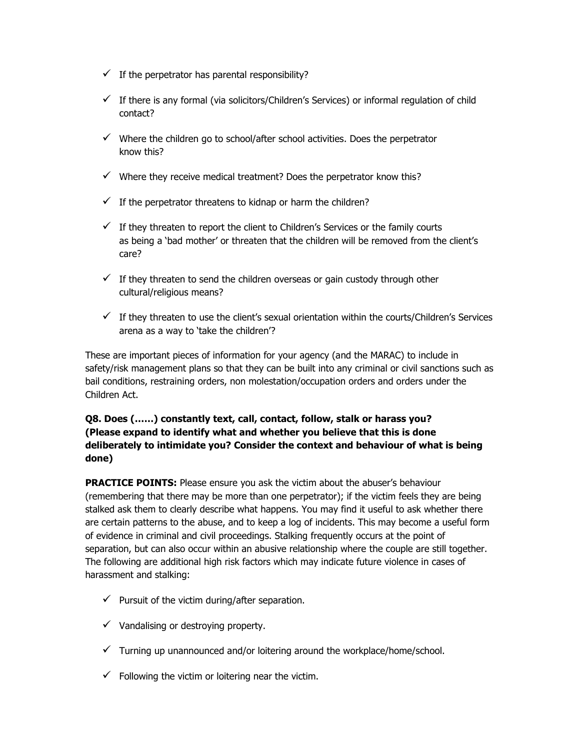- ✓ If the perpetrator has parental responsibility?
- ✓ If there is any formal (via solicitors/Children's Services) or informal regulation of child contact?
- ✓ Where the children go to school/after school activities. Does the perpetrator know this?
- ✓ Where they receive medical treatment? Does the perpetrator know this?
- ✓ If the perpetrator threatens to kidnap or harm the children?
- ✓ If they threaten to report the client to Children's Services or the family courts as being a 'bad mother' or threaten that the children will be removed from the client's care?
- ✓ If they threaten to send the children overseas or gain custody through other cultural/religious means?
- ✓ If they threaten to use the client's sexual orientation within the courts/Children's Services arena as a way to 'take the children'?

These are important pieces of information for your agency (and the MARAC) to include in safety/risk management plans so that they can be built into any criminal or civil sanctions such as bail conditions, restraining orders, non molestation/occupation orders and orders under the Children Act.

**Q8. Does (……) constantly text, call, contact, follow, stalk or harass you? (Please expand to identify what and whether you believe that this is done deliberately to intimidate you? Consider the context and behaviour of what is being done)**

**PRACTICE POINTS:** Please ensure you ask the victim about the abuser's behaviour (remembering that there may be more than one perpetrator); if the victim feels they are being stalked ask them to clearly describe what happens. You may find it useful to ask whether there are certain patterns to the abuse, and to keep a log of incidents. This may become a useful form of evidence in criminal and civil proceedings. Stalking frequently occurs at the point of separation, but can also occur within an abusive relationship where the couple are still together. The following are additional high risk factors which may indicate future violence in cases of harassment and stalking:

- ✓ Pursuit of the victim during/after separation.
- ✓ Vandalising or destroying property.
- ✓ Turning up unannounced and/or loitering around the workplace/home/school.
- ✓ Following the victim or loitering near the victim.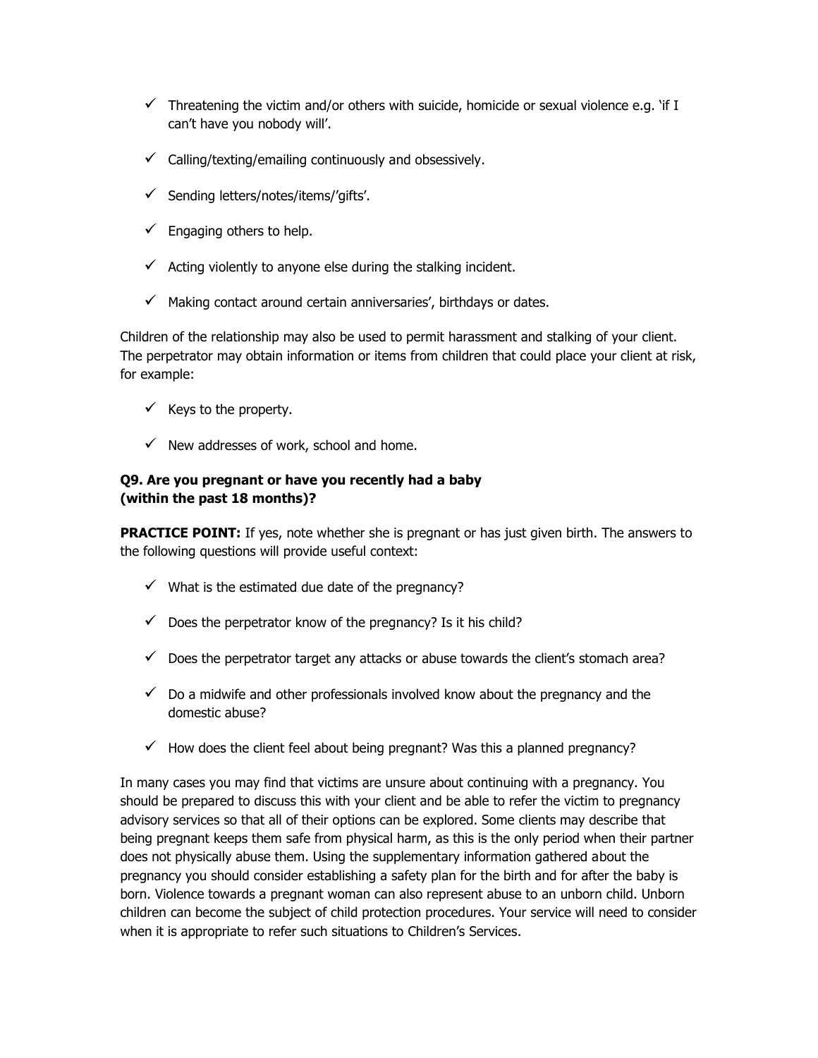- ✓ Threatening the victim and/or others with suicide, homicide or sexual violence e.g. 'if I can't have you nobody will'.
- ✓ Calling/texting/emailing continuously and obsessively.
- ✓ Sending letters/notes/items/'gifts'.
- ✓ Engaging others to help.
- ✓ Acting violently to anyone else during the stalking incident.
- ✓ Making contact around certain anniversaries', birthdays or dates.

Children of the relationship may also be used to permit harassment and stalking of your client. The perpetrator may obtain information or items from children that could place your client at risk, for example:

- ✓ Keys to the property.
- ✓ New addresses of work, school and home.

**Q9. Are you pregnant or have you recently had a baby (within the past 18 months)?**

**PRACTICE POINT:** If yes, note whether she is pregnant or has just given birth. The answers to the following questions will provide useful context:

- ✓ What is the estimated due date of the pregnancy?
- ✓ Does the perpetrator know of the pregnancy? Is it his child?
- ✓ Does the perpetrator target any attacks or abuse towards the client's stomach area?
- ✓ Do a midwife and other professionals involved know about the pregnancy and the domestic abuse?
- ✓ How does the client feel about being pregnant? Was this a planned pregnancy?

In many cases you may find that victims are unsure about continuing with a pregnancy. You should be prepared to discuss this with your client and be able to refer the victim to pregnancy advisory services so that all of their options can be explored. Some clients may describe that being pregnant keeps them safe from physical harm, as this is the only period when their partner does not physically abuse them. Using the supplementary information gathered about the pregnancy you should consider establishing a safety plan for the birth and for after the baby is born. Violence towards a pregnant woman can also represent abuse to an unborn child. Unborn children can become the subject of child protection procedures. Your service will need to consider when it is appropriate to refer such situations to Children's Services.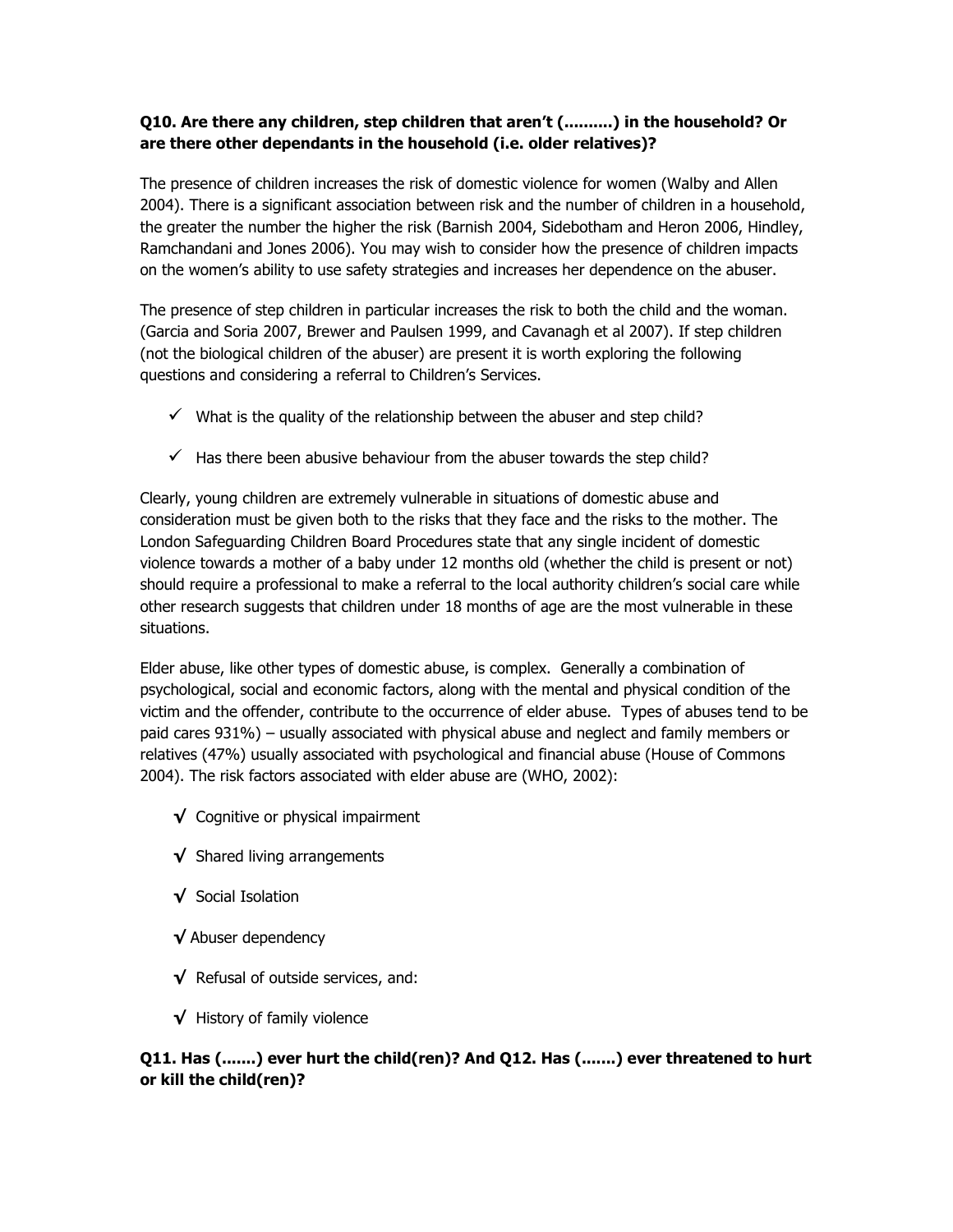**Q10. Are there any children, step children that aren't (..........) in the household? Or are there other dependants in the household (i.e. older relatives)?**

The presence of children increases the risk of domestic violence for women (Walby and Allen 2004). There is a significant association between risk and the number of children in a household, the greater the number the higher the risk (Barnish 2004, Sidebotham and Heron 2006, Hindley, Ramchandani and Jones 2006). You may wish to consider how the presence of children impacts on the women's ability to use safety strategies and increases her dependence on the abuser.

The presence of step children in particular increases the risk to both the child and the woman. (Garcia and Soria 2007, Brewer and Paulsen 1999, and Cavanagh et al 2007). If step children (not the biological children of the abuser) are present it is worth exploring the following questions and considering a referral to Children's Services.

- ✓ What is the quality of the relationship between the abuser and step child?
- ✓ Has there been abusive behaviour from the abuser towards the step child?

Clearly, young children are extremely vulnerable in situations of domestic abuse and consideration must be given both to the risks that they face and the risks to the mother. The London Safeguarding Children Board Procedures state that any single incident of domestic violence towards a mother of a baby under 12 months old (whether the child is present or not) should require a professional to make a referral to the local authority children's social care while other research suggests that children under 18 months of age are the most vulnerable in these situations.

Elder abuse, like other types of domestic abuse, is complex. Generally a combination of psychological, social and economic factors, along with the mental and physical condition of the victim and the offender, contribute to the occurrence of elder abuse. Types of abuses tend to be paid cares 931%) – usually associated with physical abuse and neglect and family members or relatives (47%) usually associated with psychological and financial abuse (House of Commons 2004). The risk factors associated with elder abuse are (WHO, 2002):

- √ Cognitive or physical impairment
- √ Shared living arrangements
- √ Social Isolation
- √ Abuser dependency
- √ Refusal of outside services, and:
- √ History of family violence

**Q11. Has (.......) ever hurt the child(ren)? And Q12. Has (.......) ever threatened to hurt or kill the child(ren)?**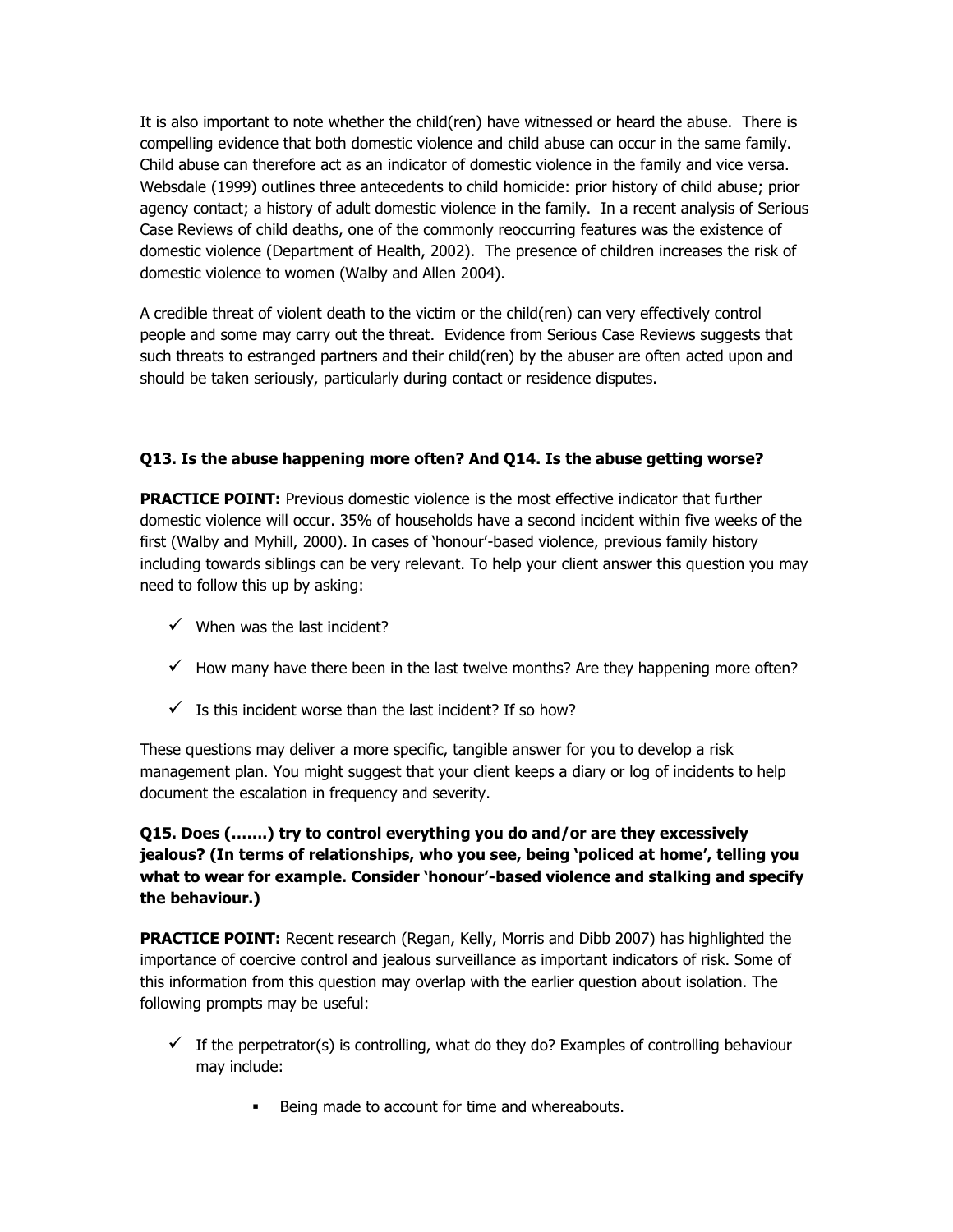It is also important to note whether the child(ren) have witnessed or heard the abuse. There is compelling evidence that both domestic violence and child abuse can occur in the same family. Child abuse can therefore act as an indicator of domestic violence in the family and vice versa. Websdale (1999) outlines three antecedents to child homicide: prior history of child abuse; prior agency contact; a history of adult domestic violence in the family. In a recent analysis of Serious Case Reviews of child deaths, one of the commonly reoccurring features was the existence of domestic violence (Department of Health, 2002). The presence of children increases the risk of domestic violence to women (Walby and Allen 2004).

A credible threat of violent death to the victim or the child(ren) can very effectively control people and some may carry out the threat. Evidence from Serious Case Reviews suggests that such threats to estranged partners and their child(ren) by the abuser are often acted upon and should be taken seriously, particularly during contact or residence disputes.

**Q13. Is the abuse happening more often? And Q14. Is the abuse getting worse?**

**PRACTICE POINT:** Previous domestic violence is the most effective indicator that further domestic violence will occur. 35% of households have a second incident within five weeks of the first (Walby and Myhill, 2000). In cases of 'honour'-based violence, previous family history including towards siblings can be very relevant. To help your client answer this question you may need to follow this up by asking:

- ✓ When was the last incident?
- ✓ How many have there been in the last twelve months? Are they happening more often?
- ✓ Is this incident worse than the last incident? If so how?

These questions may deliver a more specific, tangible answer for you to develop a risk management plan. You might suggest that your client keeps a diary or log of incidents to help document the escalation in frequency and severity.

**Q15. Does (…….) try to control everything you do and/or are they excessively jealous? (In terms of relationships, who you see, being 'policed at home', telling you what to wear for example. Consider 'honour'-based violence and stalking and specify the behaviour.)**

**PRACTICE POINT:** Recent research (Regan, Kelly, Morris and Dibb 2007) has highlighted the importance of coercive control and jealous surveillance as important indicators of risk. Some of this information from this question may overlap with the earlier question about isolation. The following prompts may be useful:

- ✓ If the perpetrator(s) is controlling, what do they do? Examples of controlling behaviour may include:
  - Being made to account for time and whereabouts.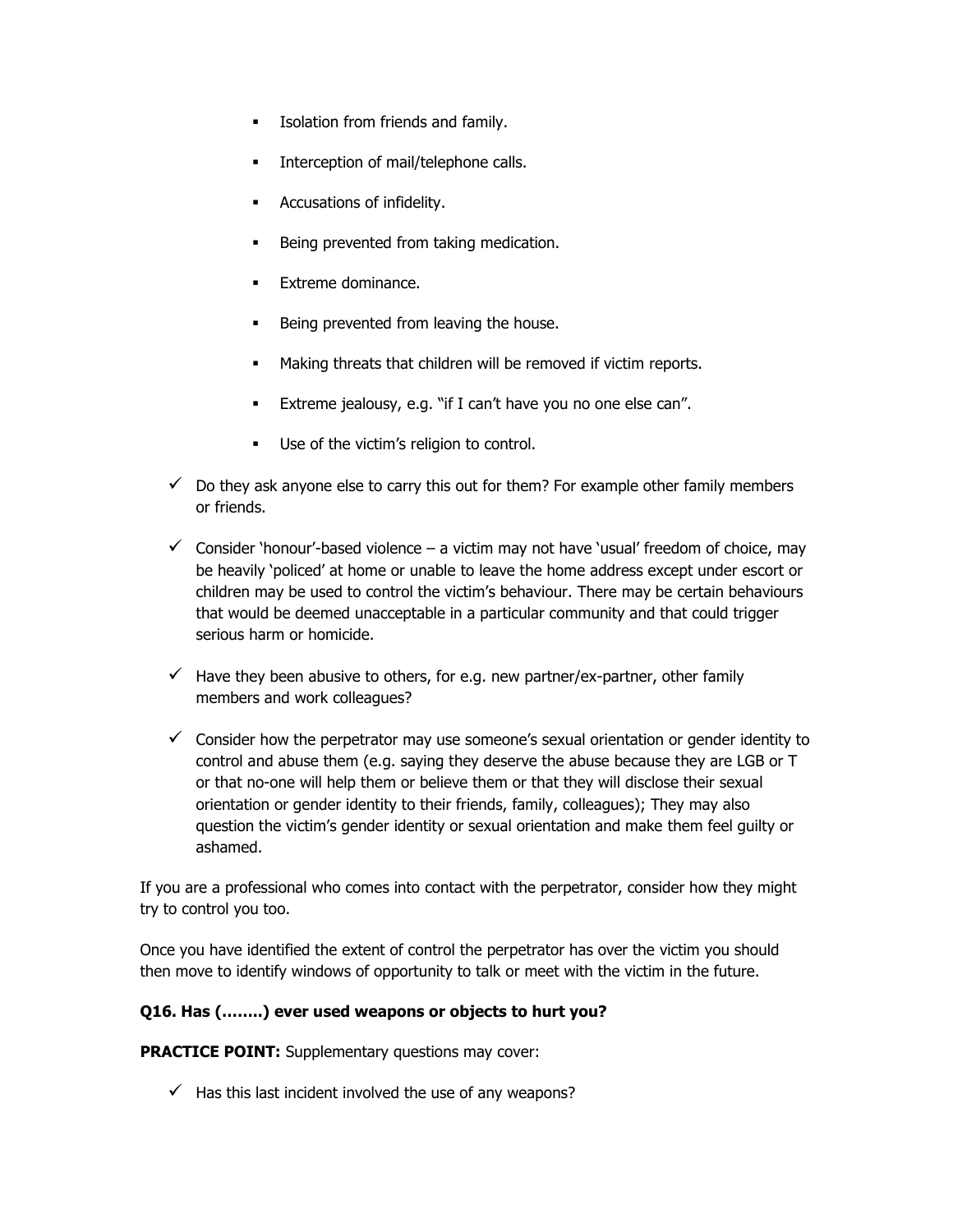- Isolation from friends and family.
- Interception of mail/telephone calls.
- Accusations of infidelity.
- Being prevented from taking medication.
- Extreme dominance.
- Being prevented from leaving the house.
- Making threats that children will be removed if victim reports.
- Extreme jealousy, e.g. "if I can't have you no one else can".
- Use of the victim's religion to control.

- ✓ Do they ask anyone else to carry this out for them? For example other family members or friends.
- ✓ Consider 'honour'-based violence – a victim may not have 'usual' freedom of choice, may be heavily 'policed' at home or unable to leave the home address except under escort or children may be used to control the victim's behaviour. There may be certain behaviours that would be deemed unacceptable in a particular community and that could trigger serious harm or homicide.
- ✓ Have they been abusive to others, for e.g. new partner/ex-partner, other family members and work colleagues?
- ✓ Consider how the perpetrator may use someone's sexual orientation or gender identity to control and abuse them (e.g. saying they deserve the abuse because they are LGB or T or that no-one will help them or believe them or that they will disclose their sexual orientation or gender identity to their friends, family, colleagues); They may also question the victim's gender identity or sexual orientation and make them feel guilty or ashamed.

If you are a professional who comes into contact with the perpetrator, consider how they might try to control you too.

Once you have identified the extent of control the perpetrator has over the victim you should then move to identify windows of opportunity to talk or meet with the victim in the future.

**Q16. Has (……..) ever used weapons or objects to hurt you?**

**PRACTICE POINT:** Supplementary questions may cover:

- ✓ Has this last incident involved the use of any weapons?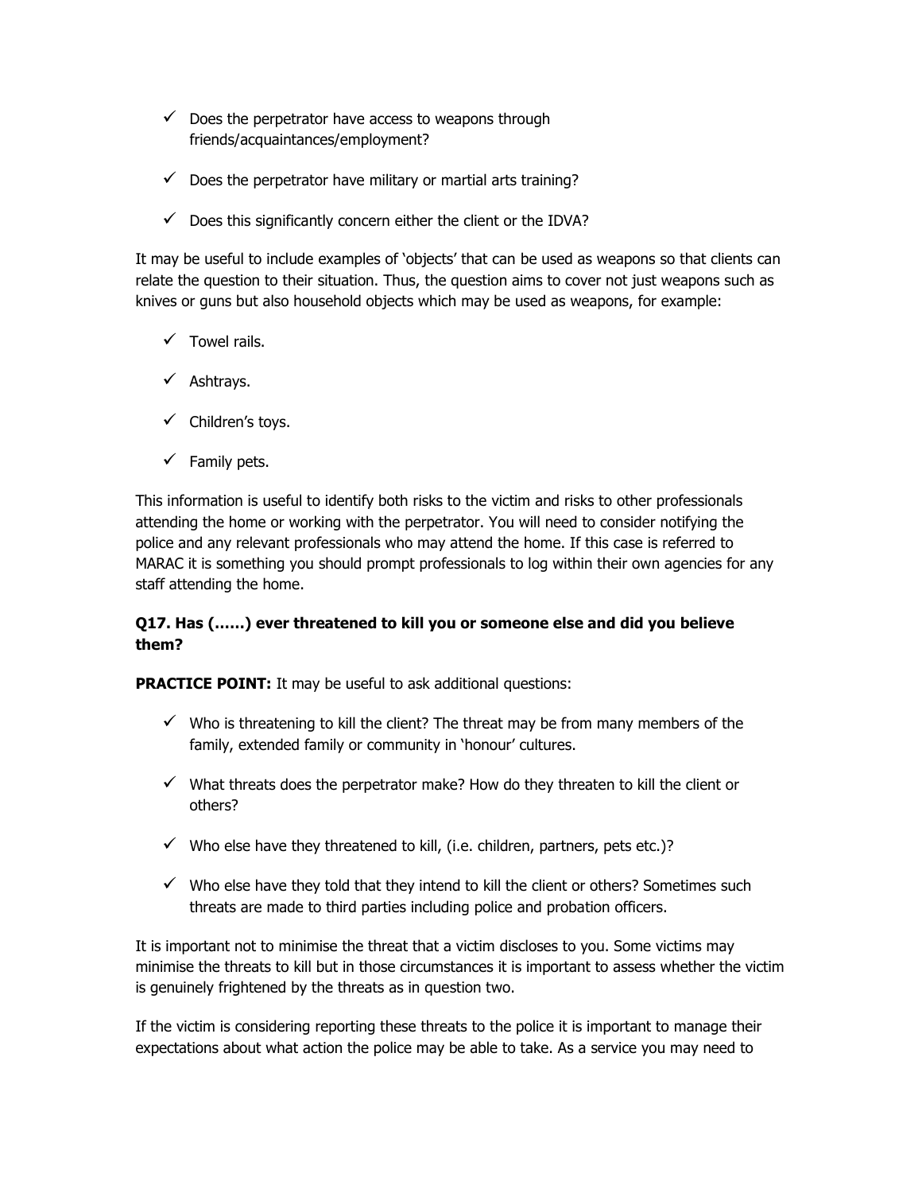- ✓ Does the perpetrator have access to weapons through friends/acquaintances/employment?
- ✓ Does the perpetrator have military or martial arts training?
- ✓ Does this significantly concern either the client or the IDVA?

It may be useful to include examples of 'objects' that can be used as weapons so that clients can relate the question to their situation. Thus, the question aims to cover not just weapons such as knives or guns but also household objects which may be used as weapons, for example:

- ✓ Towel rails.
- ✓ Ashtrays.
- ✓ Children's toys.
- ✓ Family pets.

This information is useful to identify both risks to the victim and risks to other professionals attending the home or working with the perpetrator. You will need to consider notifying the police and any relevant professionals who may attend the home. If this case is referred to MARAC it is something you should prompt professionals to log within their own agencies for any staff attending the home.

**Q17. Has (……) ever threatened to kill you or someone else and did you believe them?**

**PRACTICE POINT:** It may be useful to ask additional questions:

- ✓ Who is threatening to kill the client? The threat may be from many members of the family, extended family or community in 'honour' cultures.
- ✓ What threats does the perpetrator make? How do they threaten to kill the client or others?
- ✓ Who else have they threatened to kill, (i.e. children, partners, pets etc.)?
- ✓ Who else have they told that they intend to kill the client or others? Sometimes such threats are made to third parties including police and probation officers.

It is important not to minimise the threat that a victim discloses to you. Some victims may minimise the threats to kill but in those circumstances it is important to assess whether the victim is genuinely frightened by the threats as in question two.

If the victim is considering reporting these threats to the police it is important to manage their expectations about what action the police may be able to take. As a service you may need to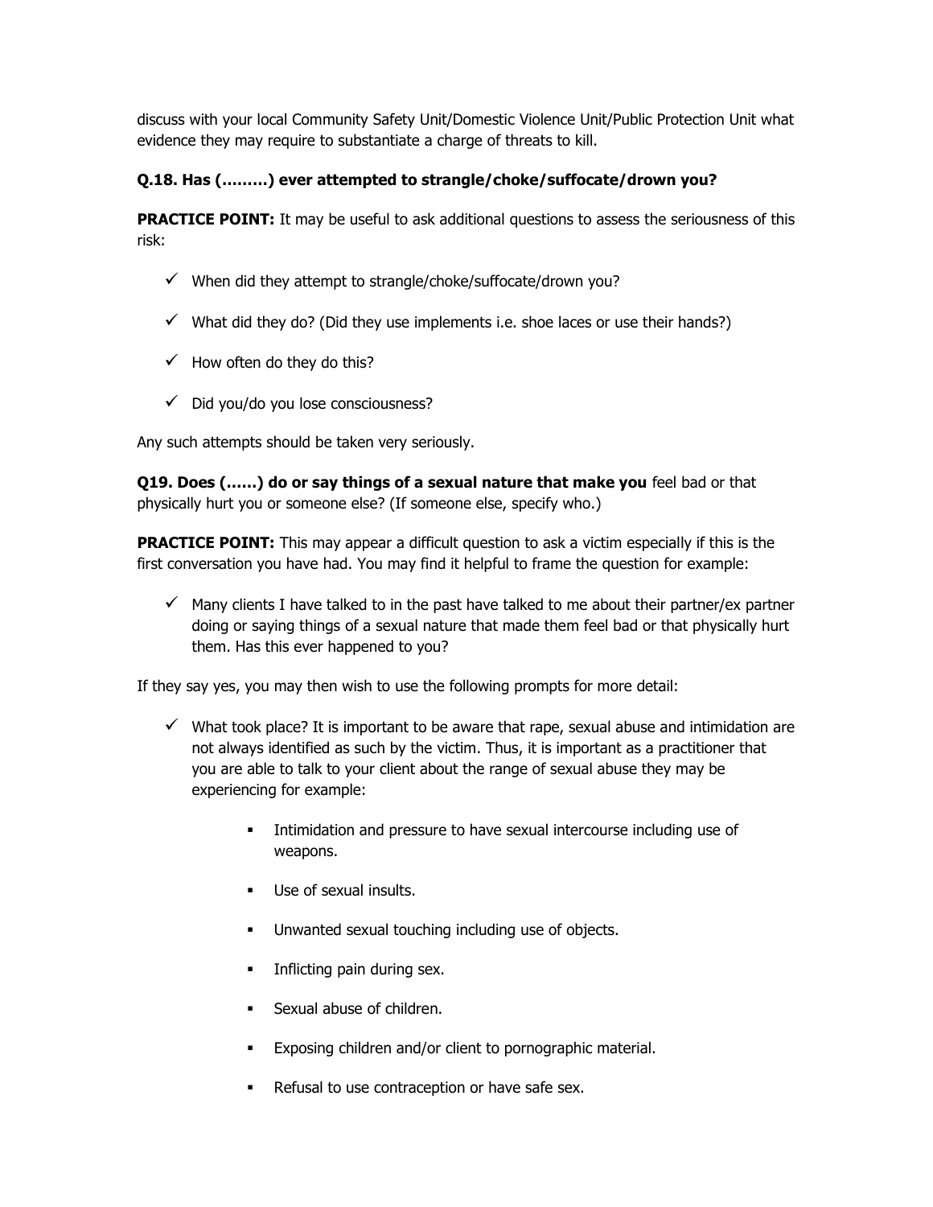discuss with your local Community Safety Unit/Domestic Violence Unit/Public Protection Unit what evidence they may require to substantiate a charge of threats to kill.

**Q.18. Has (………) ever attempted to strangle/choke/suffocate/drown you?**

**PRACTICE POINT:** It may be useful to ask additional questions to assess the seriousness of this risk:

- ✓ When did they attempt to strangle/choke/suffocate/drown you?
- ✓ What did they do? (Did they use implements i.e. shoe laces or use their hands?)
- ✓ How often do they do this?
- ✓ Did you/do you lose consciousness?

Any such attempts should be taken very seriously.

**Q19. Does (……) do or say things of a sexual nature that make you** feel bad or that physically hurt you or someone else? (If someone else, specify who.)

**PRACTICE POINT:** This may appear a difficult question to ask a victim especially if this is the first conversation you have had. You may find it helpful to frame the question for example:

- ✓ Many clients I have talked to in the past have talked to me about their partner/ex partner doing or saying things of a sexual nature that made them feel bad or that physically hurt them. Has this ever happened to you?

If they say yes, you may then wish to use the following prompts for more detail:

- ✓ What took place? It is important to be aware that rape, sexual abuse and intimidation are not always identified as such by the victim. Thus, it is important as a practitioner that you are able to talk to your client about the range of sexual abuse they may be experiencing for example:
    - Intimidation and pressure to have sexual intercourse including use of weapons.
    - Use of sexual insults.
    - Unwanted sexual touching including use of objects.
    - Inflicting pain during sex.
    - Sexual abuse of children.
    - Exposing children and/or client to pornographic material.
    - Refusal to use contraception or have safe sex.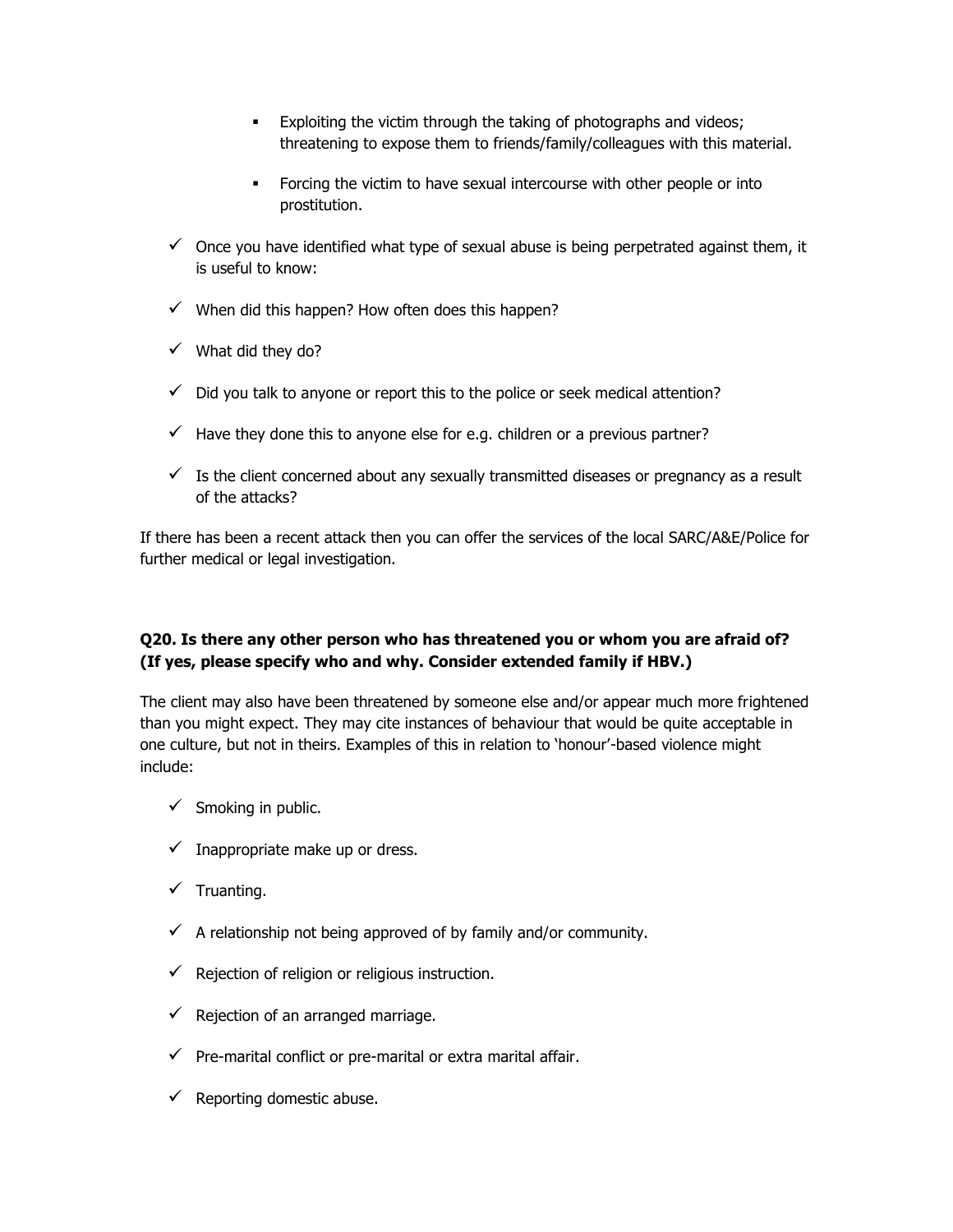- Exploiting the victim through the taking of photographs and videos; threatening to expose them to friends/family/colleagues with this material.

  - Forcing the victim to have sexual intercourse with other people or into prostitution.

- ✓ Once you have identified what type of sexual abuse is being perpetrated against them, it is useful to know:

- ✓ When did this happen? How often does this happen?

- ✓ What did they do?

- ✓ Did you talk to anyone or report this to the police or seek medical attention?

- ✓ Have they done this to anyone else for e.g. children or a previous partner?

- ✓ Is the client concerned about any sexually transmitted diseases or pregnancy as a result of the attacks?

If there has been a recent attack then you can offer the services of the local SARC/A&E/Police for further medical or legal investigation.

**Q20. Is there any other person who has threatened you or whom you are afraid of? (If yes, please specify who and why. Consider extended family if HBV.)**

The client may also have been threatened by someone else and/or appear much more frightened than you might expect. They may cite instances of behaviour that would be quite acceptable in one culture, but not in theirs. Examples of this in relation to 'honour'-based violence might include:

- ✓ Smoking in public.

- ✓ Inappropriate make up or dress.

- ✓ Truanting.

- ✓ A relationship not being approved of by family and/or community.

- ✓ Rejection of religion or religious instruction.

- ✓ Rejection of an arranged marriage.

- ✓ Pre-marital conflict or pre-marital or extra marital affair.

- ✓ Reporting domestic abuse.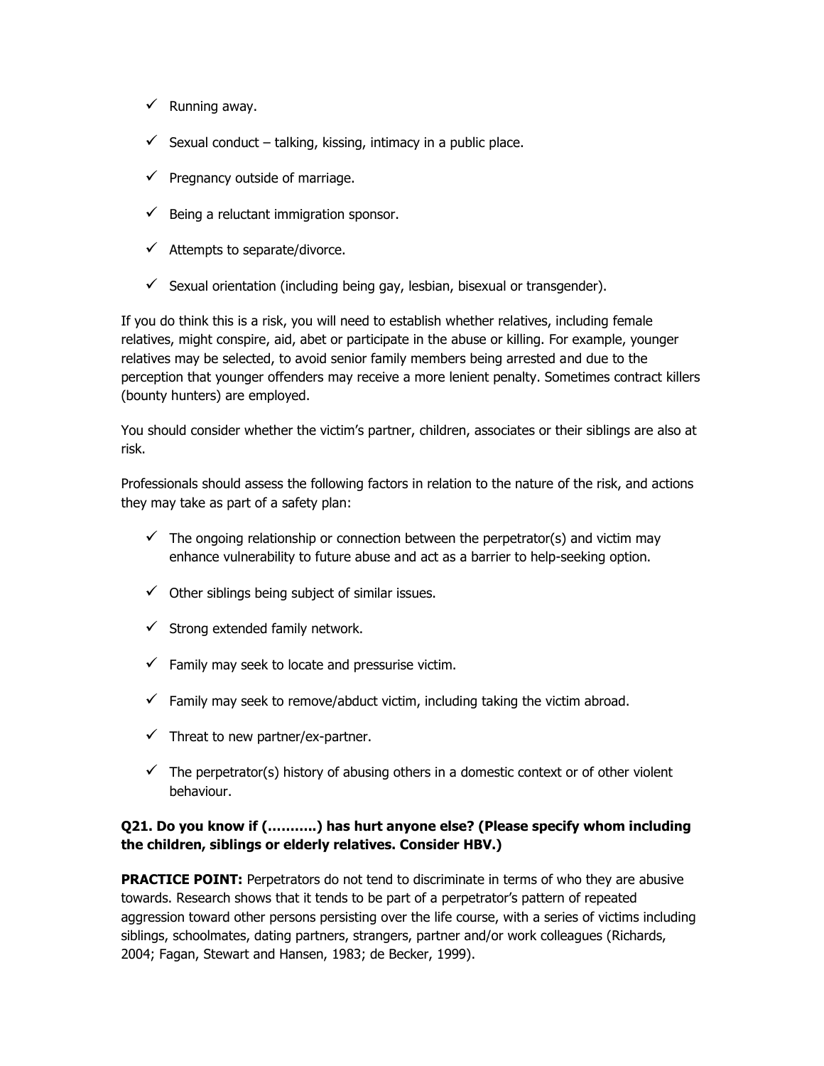- ✓ Running away.
- ✓ Sexual conduct – talking, kissing, intimacy in a public place.
- ✓ Pregnancy outside of marriage.
- ✓ Being a reluctant immigration sponsor.
- ✓ Attempts to separate/divorce.
- ✓ Sexual orientation (including being gay, lesbian, bisexual or transgender).

If you do think this is a risk, you will need to establish whether relatives, including female relatives, might conspire, aid, abet or participate in the abuse or killing. For example, younger relatives may be selected, to avoid senior family members being arrested and due to the perception that younger offenders may receive a more lenient penalty. Sometimes contract killers (bounty hunters) are employed.

You should consider whether the victim's partner, children, associates or their siblings are also at risk.

Professionals should assess the following factors in relation to the nature of the risk, and actions they may take as part of a safety plan:

- ✓ The ongoing relationship or connection between the perpetrator(s) and victim may enhance vulnerability to future abuse and act as a barrier to help-seeking option.
- ✓ Other siblings being subject of similar issues.
- ✓ Strong extended family network.
- ✓ Family may seek to locate and pressurise victim.
- ✓ Family may seek to remove/abduct victim, including taking the victim abroad.
- ✓ Threat to new partner/ex-partner.
- ✓ The perpetrator(s) history of abusing others in a domestic context or of other violent behaviour.

**Q21. Do you know if (………..) has hurt anyone else? (Please specify whom including the children, siblings or elderly relatives. Consider HBV.)**

**PRACTICE POINT:** Perpetrators do not tend to discriminate in terms of who they are abusive towards. Research shows that it tends to be part of a perpetrator's pattern of repeated aggression toward other persons persisting over the life course, with a series of victims including siblings, schoolmates, dating partners, strangers, partner and/or work colleagues (Richards, 2004; Fagan, Stewart and Hansen, 1983; de Becker, 1999).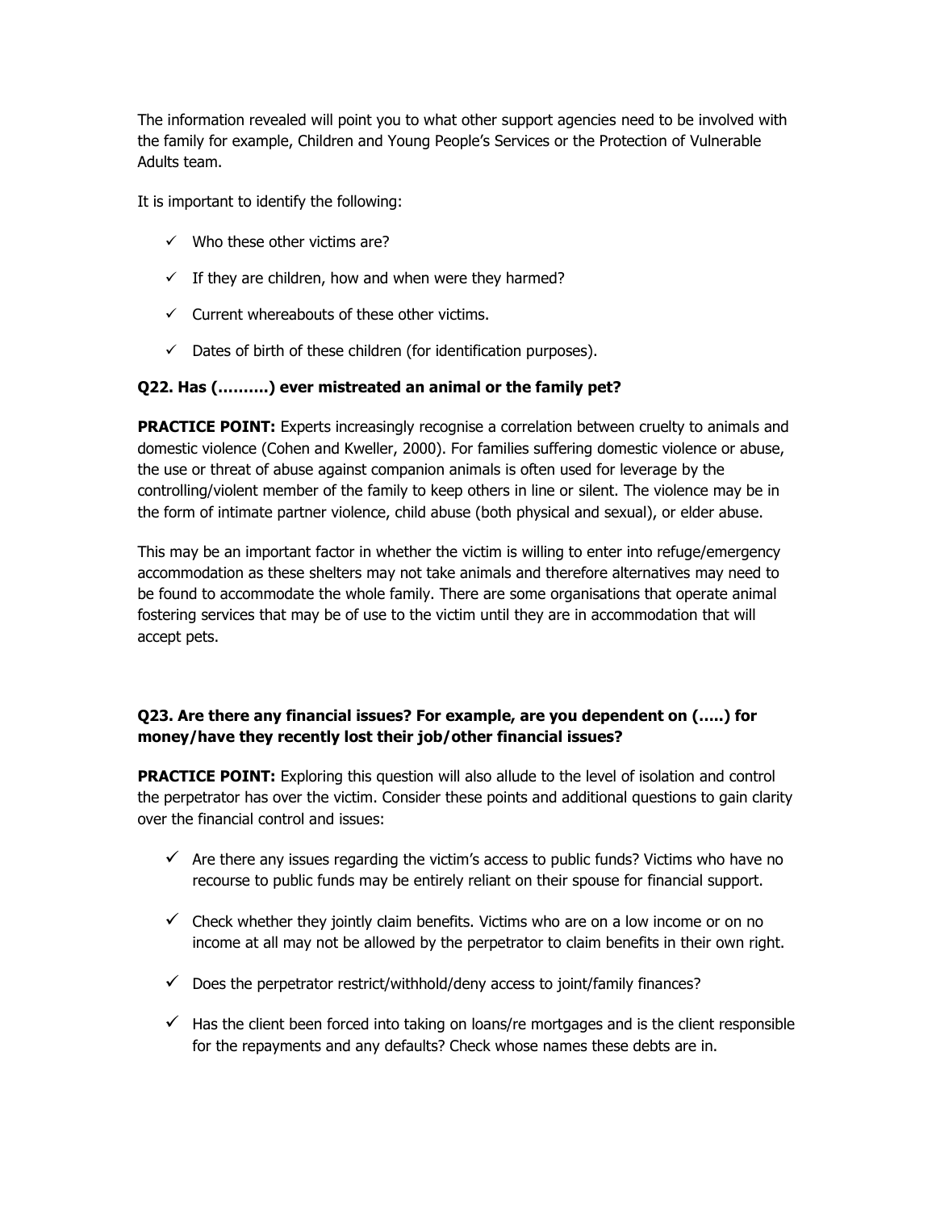The information revealed will point you to what other support agencies need to be involved with the family for example, Children and Young People's Services or the Protection of Vulnerable Adults team.

It is important to identify the following:

- ✓ Who these other victims are?
- ✓ If they are children, how and when were they harmed?
- ✓ Current whereabouts of these other victims.
- ✓ Dates of birth of these children (for identification purposes).

**Q22. Has (……….) ever mistreated an animal or the family pet?**

**PRACTICE POINT:** Experts increasingly recognise a correlation between cruelty to animals and domestic violence (Cohen and Kweller, 2000). For families suffering domestic violence or abuse, the use or threat of abuse against companion animals is often used for leverage by the controlling/violent member of the family to keep others in line or silent. The violence may be in the form of intimate partner violence, child abuse (both physical and sexual), or elder abuse.

This may be an important factor in whether the victim is willing to enter into refuge/emergency accommodation as these shelters may not take animals and therefore alternatives may need to be found to accommodate the whole family. There are some organisations that operate animal fostering services that may be of use to the victim until they are in accommodation that will accept pets.

**Q23. Are there any financial issues? For example, are you dependent on (…..) for money/have they recently lost their job/other financial issues?**

**PRACTICE POINT:** Exploring this question will also allude to the level of isolation and control the perpetrator has over the victim. Consider these points and additional questions to gain clarity over the financial control and issues:

- ✓ Are there any issues regarding the victim's access to public funds? Victims who have no recourse to public funds may be entirely reliant on their spouse for financial support.
- ✓ Check whether they jointly claim benefits. Victims who are on a low income or on no income at all may not be allowed by the perpetrator to claim benefits in their own right.
- ✓ Does the perpetrator restrict/withhold/deny access to joint/family finances?
- ✓ Has the client been forced into taking on loans/re mortgages and is the client responsible for the repayments and any defaults? Check whose names these debts are in.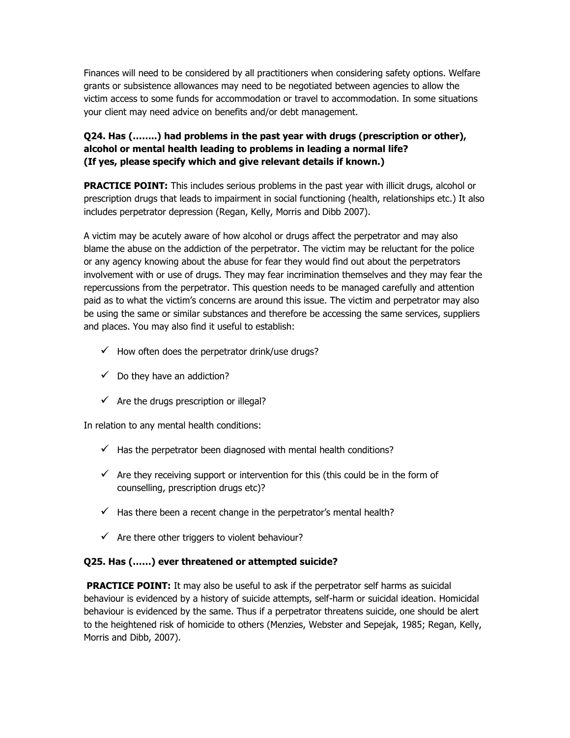Finances will need to be considered by all practitioners when considering safety options. Welfare grants or subsistence allowances may need to be negotiated between agencies to allow the victim access to some funds for accommodation or travel to accommodation. In some situations your client may need advice on benefits and/or debt management.

**Q24. Has (……..) had problems in the past year with drugs (prescription or other), alcohol or mental health leading to problems in leading a normal life?**
**(If yes, please specify which and give relevant details if known.)**

**PRACTICE POINT:** This includes serious problems in the past year with illicit drugs, alcohol or prescription drugs that leads to impairment in social functioning (health, relationships etc.) It also includes perpetrator depression (Regan, Kelly, Morris and Dibb 2007).

A victim may be acutely aware of how alcohol or drugs affect the perpetrator and may also blame the abuse on the addiction of the perpetrator. The victim may be reluctant for the police or any agency knowing about the abuse for fear they would find out about the perpetrators involvement with or use of drugs. They may fear incrimination themselves and they may fear the repercussions from the perpetrator. This question needs to be managed carefully and attention paid as to what the victim's concerns are around this issue. The victim and perpetrator may also be using the same or similar substances and therefore be accessing the same services, suppliers and places. You may also find it useful to establish:

- ✓ How often does the perpetrator drink/use drugs?
- ✓ Do they have an addiction?
- ✓ Are the drugs prescription or illegal?

In relation to any mental health conditions:

- ✓ Has the perpetrator been diagnosed with mental health conditions?
- ✓ Are they receiving support or intervention for this (this could be in the form of counselling, prescription drugs etc)?
- ✓ Has there been a recent change in the perpetrator's mental health?
- ✓ Are there other triggers to violent behaviour?

**Q25. Has (……) ever threatened or attempted suicide?**

**PRACTICE POINT:** It may also be useful to ask if the perpetrator self harms as suicidal behaviour is evidenced by a history of suicide attempts, self-harm or suicidal ideation. Homicidal behaviour is evidenced by the same. Thus if a perpetrator threatens suicide, one should be alert to the heightened risk of homicide to others (Menzies, Webster and Sepejak, 1985; Regan, Kelly, Morris and Dibb, 2007).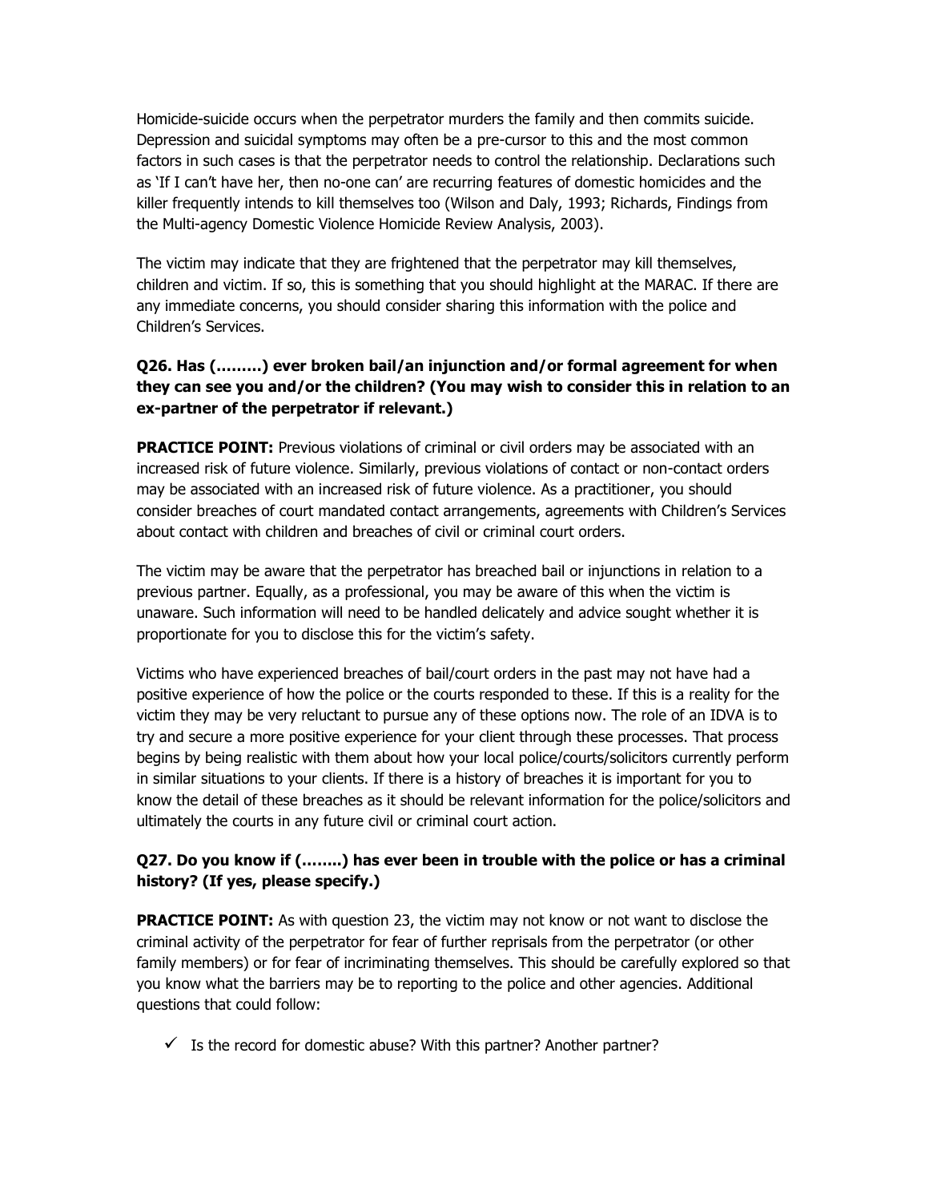Homicide-suicide occurs when the perpetrator murders the family and then commits suicide. Depression and suicidal symptoms may often be a pre-cursor to this and the most common factors in such cases is that the perpetrator needs to control the relationship. Declarations such as 'If I can't have her, then no-one can' are recurring features of domestic homicides and the killer frequently intends to kill themselves too (Wilson and Daly, 1993; Richards, Findings from the Multi-agency Domestic Violence Homicide Review Analysis, 2003).

The victim may indicate that they are frightened that the perpetrator may kill themselves, children and victim. If so, this is something that you should highlight at the MARAC. If there are any immediate concerns, you should consider sharing this information with the police and Children's Services.

### Q26. Has (………) ever broken bail/an injunction and/or formal agreement for when they can see you and/or the children? (You may wish to consider this in relation to an ex-partner of the perpetrator if relevant.)

**PRACTICE POINT:** Previous violations of criminal or civil orders may be associated with an increased risk of future violence. Similarly, previous violations of contact or non-contact orders may be associated with an increased risk of future violence. As a practitioner, you should consider breaches of court mandated contact arrangements, agreements with Children's Services about contact with children and breaches of civil or criminal court orders.

The victim may be aware that the perpetrator has breached bail or injunctions in relation to a previous partner. Equally, as a professional, you may be aware of this when the victim is unaware. Such information will need to be handled delicately and advice sought whether it is proportionate for you to disclose this for the victim's safety.

Victims who have experienced breaches of bail/court orders in the past may not have had a positive experience of how the police or the courts responded to these. If this is a reality for the victim they may be very reluctant to pursue any of these options now. The role of an IDVA is to try and secure a more positive experience for your client through these processes. That process begins by being realistic with them about how your local police/courts/solicitors currently perform in similar situations to your clients. If there is a history of breaches it is important for you to know the detail of these breaches as it should be relevant information for the police/solicitors and ultimately the courts in any future civil or criminal court action.

### Q27. Do you know if (……..) has ever been in trouble with the police or has a criminal history? (If yes, please specify.)

**PRACTICE POINT:** As with question 23, the victim may not know or not want to disclose the criminal activity of the perpetrator for fear of further reprisals from the perpetrator (or other family members) or for fear of incriminating themselves. This should be carefully explored so that you know what the barriers may be to reporting to the police and other agencies. Additional questions that could follow:

- ✓ Is the record for domestic abuse? With this partner? Another partner?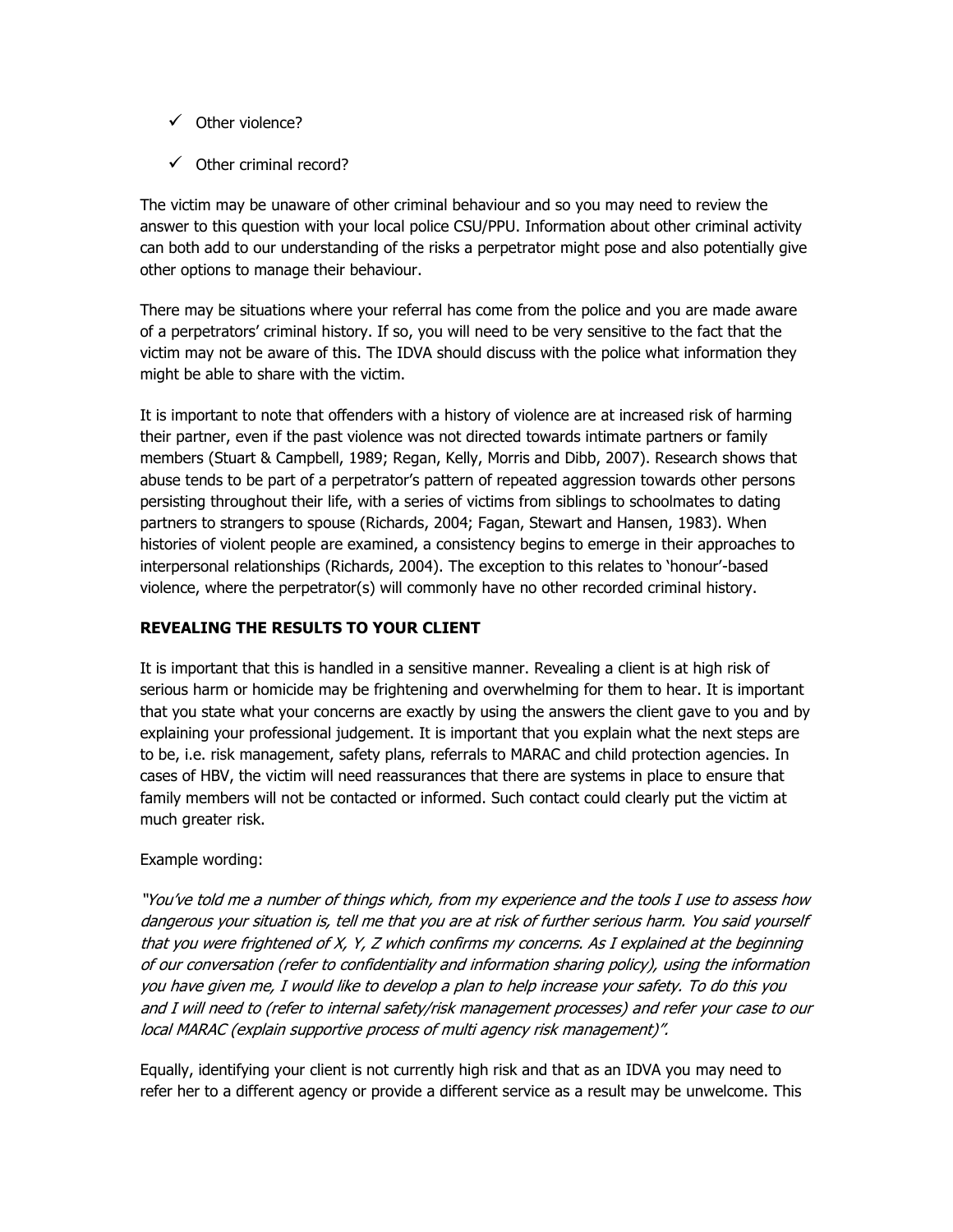- ✓ Other violence?
- ✓ Other criminal record?

The victim may be unaware of other criminal behaviour and so you may need to review the answer to this question with your local police CSU/PPU. Information about other criminal activity can both add to our understanding of the risks a perpetrator might pose and also potentially give other options to manage their behaviour.

There may be situations where your referral has come from the police and you are made aware of a perpetrators' criminal history. If so, you will need to be very sensitive to the fact that the victim may not be aware of this. The IDVA should discuss with the police what information they might be able to share with the victim.

It is important to note that offenders with a history of violence are at increased risk of harming their partner, even if the past violence was not directed towards intimate partners or family members (Stuart & Campbell, 1989; Regan, Kelly, Morris and Dibb, 2007). Research shows that abuse tends to be part of a perpetrator's pattern of repeated aggression towards other persons persisting throughout their life, with a series of victims from siblings to schoolmates to dating partners to strangers to spouse (Richards, 2004; Fagan, Stewart and Hansen, 1983). When histories of violent people are examined, a consistency begins to emerge in their approaches to interpersonal relationships (Richards, 2004). The exception to this relates to 'honour'-based violence, where the perpetrator(s) will commonly have no other recorded criminal history.

**REVEALING THE RESULTS TO YOUR CLIENT**

It is important that this is handled in a sensitive manner. Revealing a client is at high risk of serious harm or homicide may be frightening and overwhelming for them to hear. It is important that you state what your concerns are exactly by using the answers the client gave to you and by explaining your professional judgement. It is important that you explain what the next steps are to be, i.e. risk management, safety plans, referrals to MARAC and child protection agencies. In cases of HBV, the victim will need reassurances that there are systems in place to ensure that family members will not be contacted or informed. Such contact could clearly put the victim at much greater risk.

Example wording:

*"You've told me a number of things which, from my experience and the tools I use to assess how dangerous your situation is, tell me that you are at risk of further serious harm. You said yourself that you were frightened of X, Y, Z which confirms my concerns. As I explained at the beginning of our conversation (refer to confidentiality and information sharing policy), using the information you have given me, I would like to develop a plan to help increase your safety. To do this you and I will need to (refer to internal safety/risk management processes) and refer your case to our local MARAC (explain supportive process of multi agency risk management)".*

Equally, identifying your client is not currently high risk and that as an IDVA you may need to refer her to a different agency or provide a different service as a result may be unwelcome. This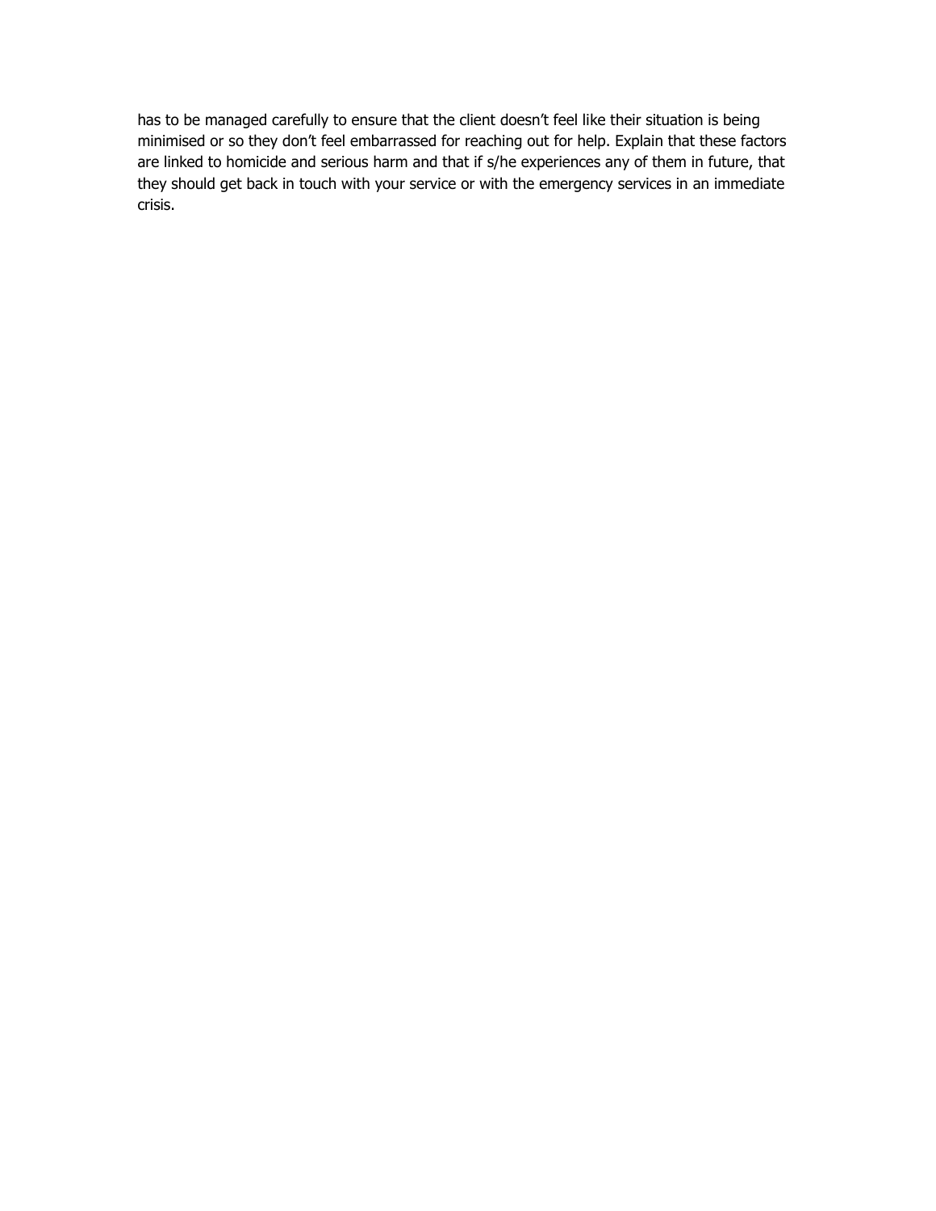has to be managed carefully to ensure that the client doesn't feel like their situation is being minimised or so they don't feel embarrassed for reaching out for help. Explain that these factors are linked to homicide and serious harm and that if s/he experiences any of them in future, that they should get back in touch with your service or with the emergency services in an immediate crisis.